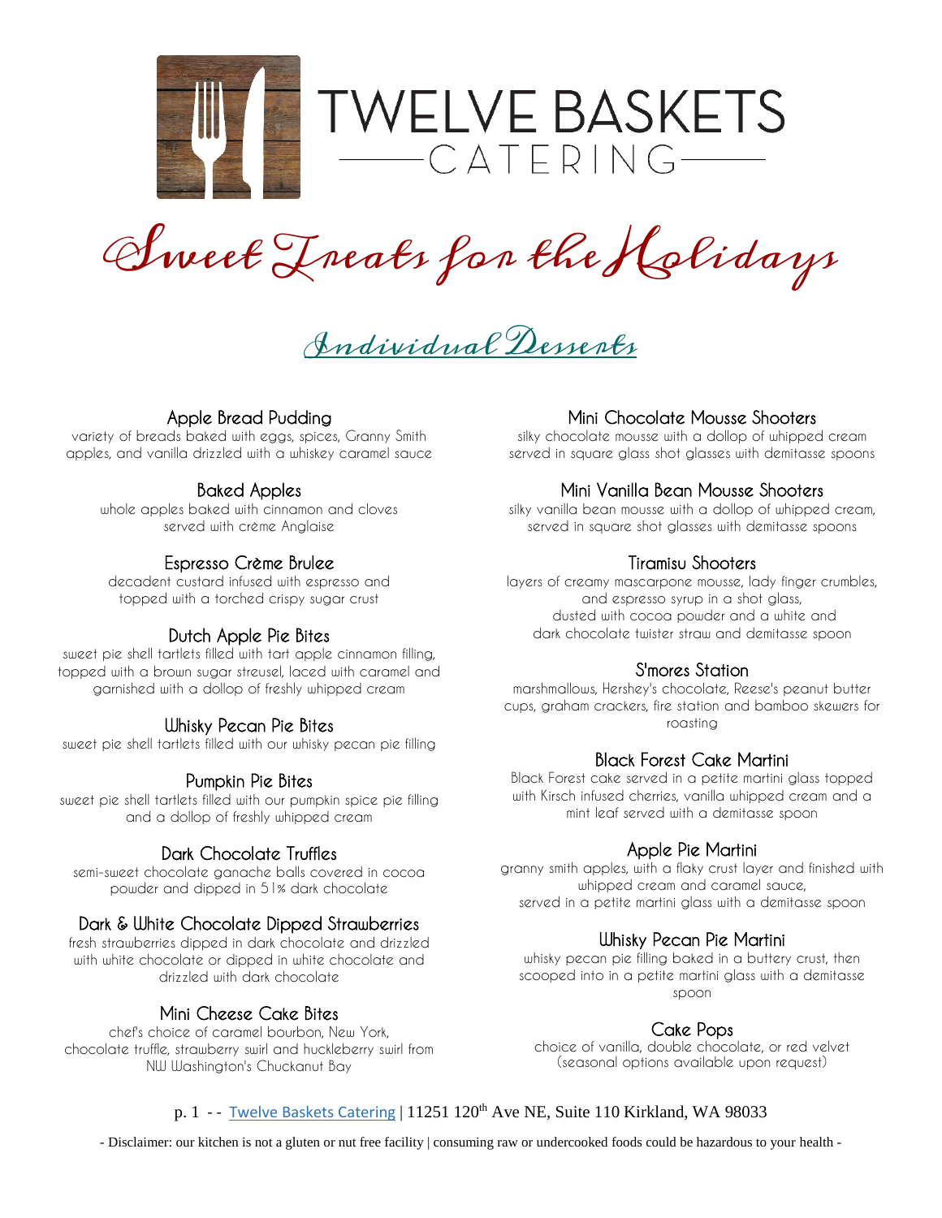# TWELVE BASKETS CATERING

# Sweet Treats for the Holidays

## Individual Desserts

### Apple Bread Pudding
variety of breads baked with eggs, spices, Granny Smith apples, and vanilla drizzled with a whiskey caramel sauce

### Baked Apples
whole apples baked with cinnamon and cloves served with crème Anglaise

### Espresso Crème Brulee
decadent custard infused with espresso and topped with a torched crispy sugar crust

### Dutch Apple Pie Bites
sweet pie shell tartlets filled with tart apple cinnamon filling, topped with a brown sugar streusel, laced with caramel and garnished with a dollop of freshly whipped cream

### Whisky Pecan Pie Bites
sweet pie shell tartlets filled with our whisky pecan pie filling

### Pumpkin Pie Bites
sweet pie shell tartlets filled with our pumpkin spice pie filling and a dollop of freshly whipped cream

### Dark Chocolate Truffles
semi-sweet chocolate ganache balls covered in cocoa powder and dipped in 51% dark chocolate

### Dark & White Chocolate Dipped Strawberries
fresh strawberries dipped in dark chocolate and drizzled with white chocolate or dipped in white chocolate and drizzled with dark chocolate

### Mini Cheese Cake Bites
chef's choice of caramel bourbon, New York, chocolate truffle, strawberry swirl and huckleberry swirl from NW Washington's Chuckanut Bay

### Mini Chocolate Mousse Shooters
silky chocolate mousse with a dollop of whipped cream served in square glass shot glasses with demitasse spoons

### Mini Vanilla Bean Mousse Shooters
silky vanilla bean mousse with a dollop of whipped cream, served in square shot glasses with demitasse spoons

### Tiramisu Shooters
layers of creamy mascarpone mousse, lady finger crumbles, and espresso syrup in a shot glass, dusted with cocoa powder and a white and dark chocolate twister straw and demitasse spoon

### S'mores Station
marshmallows, Hershey's chocolate, Reese's peanut butter cups, graham crackers, fire station and bamboo skewers for roasting

### Black Forest Cake Martini
Black Forest cake served in a petite martini glass topped with Kirsch infused cherries, vanilla whipped cream and a mint leaf served with a demitasse spoon

### Apple Pie Martini
granny smith apples, with a flaky crust layer and finished with whipped cream and caramel sauce, served in a petite martini glass with a demitasse spoon

### Whisky Pecan Pie Martini
whisky pecan pie filling baked in a buttery crust, then scooped into in a petite martini glass with a demitasse spoon

### Cake Pops
choice of vanilla, double chocolate, or red velvet (seasonal options available upon request)

p. 1 - - Twelve Baskets Catering | 11251 120th Ave NE, Suite 110 Kirkland, WA 98033

- Disclaimer: our kitchen is not a gluten or nut free facility | consuming raw or undercooked foods could be hazardous to your health -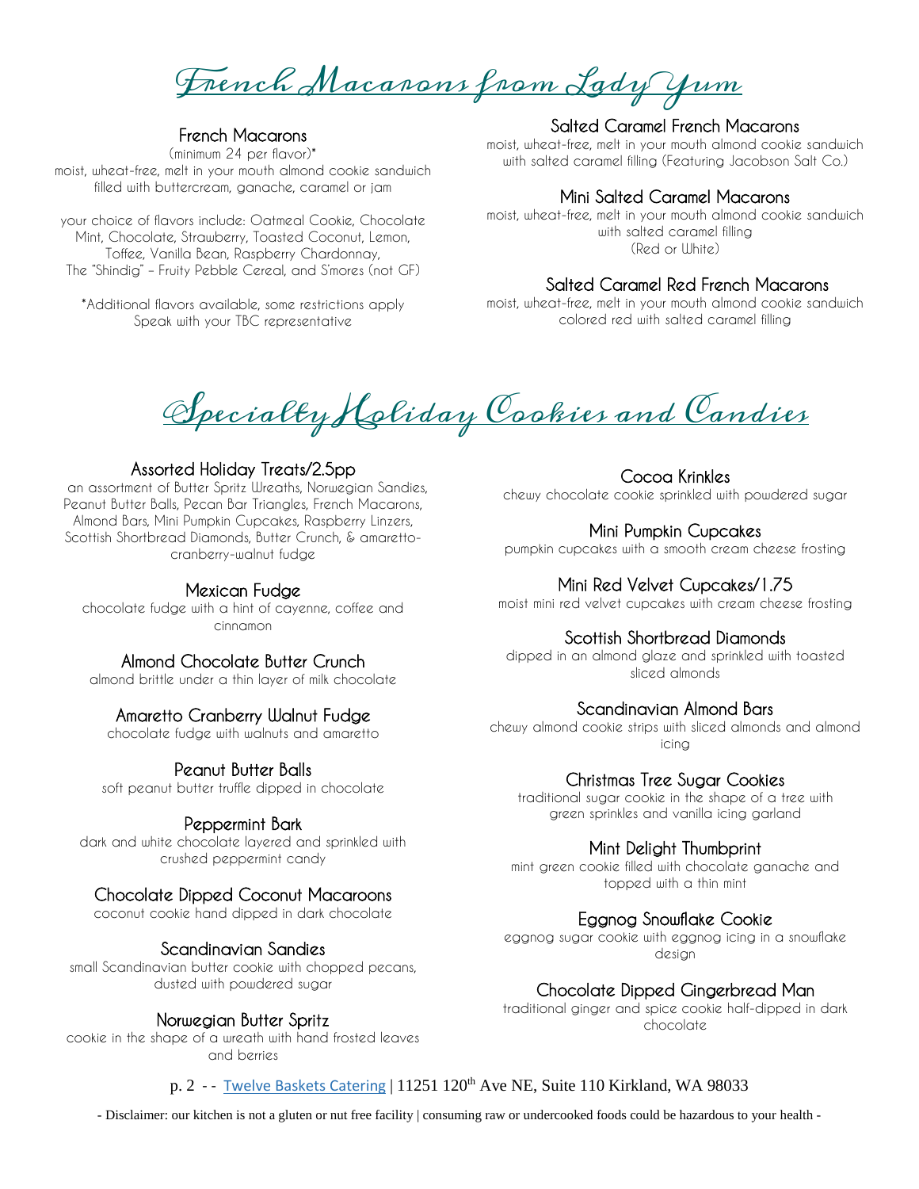# French Macarons from Lady Yum

### French Macarons

(minimum 24 per flavor)*

moist, wheat-free, melt in your mouth almond cookie sandwich filled with buttercream, ganache, caramel or jam

your choice of flavors include: Oatmeal Cookie, Chocolate Mint, Chocolate, Strawberry, Toasted Coconut, Lemon, Toffee, Vanilla Bean, Raspberry Chardonnay, The "Shindig" – Fruity Pebble Cereal, and S'mores (not GF)

*Additional flavors available, some restrictions apply
Speak with your TBC representative

### Salted Caramel French Macarons

moist, wheat-free, melt in your mouth almond cookie sandwich with salted caramel filling (Featuring Jacobson Salt Co.)

### Mini Salted Caramel Macarons

moist, wheat-free, melt in your mouth almond cookie sandwich with salted caramel filling
(Red or White)

### Salted Caramel Red French Macarons

moist, wheat-free, melt in your mouth almond cookie sandwich colored red with salted caramel filling

# Specialty Holiday Cookies and Candies

### Assorted Holiday Treats/2.5pp

an assortment of Butter Spritz Wreaths, Norwegian Sandies, Peanut Butter Balls, Pecan Bar Triangles, French Macarons, Almond Bars, Mini Pumpkin Cupcakes, Raspberry Linzers, Scottish Shortbread Diamonds, Butter Crunch, & amaretto-cranberry-walnut fudge

### Mexican Fudge

chocolate fudge with a hint of cayenne, coffee and cinnamon

### Almond Chocolate Butter Crunch

almond brittle under a thin layer of milk chocolate

### Amaretto Cranberry Walnut Fudge

chocolate fudge with walnuts and amaretto

### Peanut Butter Balls

soft peanut butter truffle dipped in chocolate

### Peppermint Bark

dark and white chocolate layered and sprinkled with crushed peppermint candy

### Chocolate Dipped Coconut Macaroons

coconut cookie hand dipped in dark chocolate

### Scandinavian Sandies

small Scandinavian butter cookie with chopped pecans, dusted with powdered sugar

### Norwegian Butter Spritz

cookie in the shape of a wreath with hand frosted leaves and berries

### Cocoa Krinkles

chewy chocolate cookie sprinkled with powdered sugar

### Mini Pumpkin Cupcakes

pumpkin cupcakes with a smooth cream cheese frosting

### Mini Red Velvet Cupcakes/1.75

moist mini red velvet cupcakes with cream cheese frosting

### Scottish Shortbread Diamonds

dipped in an almond glaze and sprinkled with toasted sliced almonds

### Scandinavian Almond Bars

chewy almond cookie strips with sliced almonds and almond icing

### Christmas Tree Sugar Cookies

traditional sugar cookie in the shape of a tree with green sprinkles and vanilla icing garland

### Mint Delight Thumbprint

mint green cookie filled with chocolate ganache and topped with a thin mint

### Eggnog Snowflake Cookie

eggnog sugar cookie with eggnog icing in a snowflake design

### Chocolate Dipped Gingerbread Man

traditional ginger and spice cookie half-dipped in dark chocolate

Twelve Baskets Catering | 11251 120th Ave NE, Suite 110 Kirkland, WA 98033

- Disclaimer: our kitchen is not a gluten or nut free facility | consuming raw or undercooked foods could be hazardous to your health -